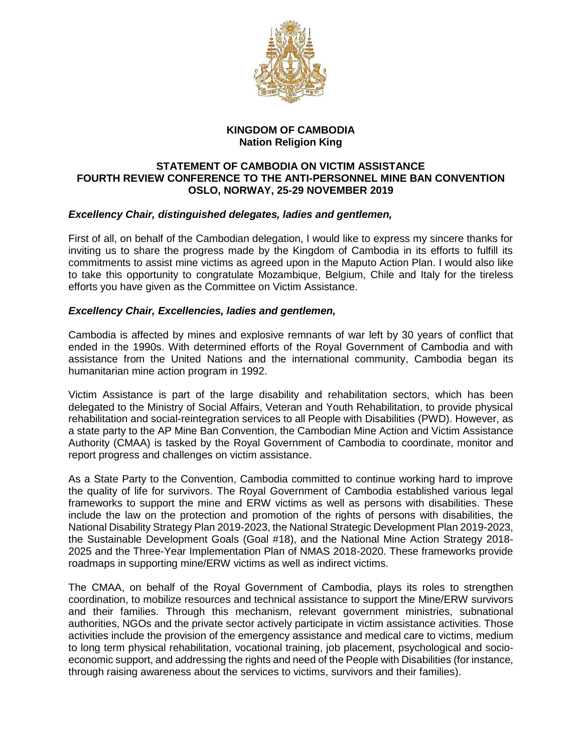**KINGDOM OF CAMBODIA**
**Nation Religion King**

## STATEMENT OF CAMBODIA ON VICTIM ASSISTANCE
## FOURTH REVIEW CONFERENCE TO THE ANTI-PERSONNEL MINE BAN CONVENTION
## OSLO, NORWAY, 25-29 NOVEMBER 2019

***Excellency Chair, distinguished delegates, ladies and gentlemen,***

First of all, on behalf of the Cambodian delegation, I would like to express my sincere thanks for inviting us to share the progress made by the Kingdom of Cambodia in its efforts to fulfill its commitments to assist mine victims as agreed upon in the Maputo Action Plan. I would also like to take this opportunity to congratulate Mozambique, Belgium, Chile and Italy for the tireless efforts you have given as the Committee on Victim Assistance.

***Excellency Chair, Excellencies, ladies and gentlemen,***

Cambodia is affected by mines and explosive remnants of war left by 30 years of conflict that ended in the 1990s. With determined efforts of the Royal Government of Cambodia and with assistance from the United Nations and the international community, Cambodia began its humanitarian mine action program in 1992.

Victim Assistance is part of the large disability and rehabilitation sectors, which has been delegated to the Ministry of Social Affairs, Veteran and Youth Rehabilitation, to provide physical rehabilitation and social-reintegration services to all People with Disabilities (PWD). However, as a state party to the AP Mine Ban Convention, the Cambodian Mine Action and Victim Assistance Authority (CMAA) is tasked by the Royal Government of Cambodia to coordinate, monitor and report progress and challenges on victim assistance.

As a State Party to the Convention, Cambodia committed to continue working hard to improve the quality of life for survivors. The Royal Government of Cambodia established various legal frameworks to support the mine and ERW victims as well as persons with disabilities. These include the law on the protection and promotion of the rights of persons with disabilities, the National Disability Strategy Plan 2019-2023, the National Strategic Development Plan 2019-2023, the Sustainable Development Goals (Goal #18), and the National Mine Action Strategy 2018-2025 and the Three-Year Implementation Plan of NMAS 2018-2020. These frameworks provide roadmaps in supporting mine/ERW victims as well as indirect victims.

The CMAA, on behalf of the Royal Government of Cambodia, plays its roles to strengthen coordination, to mobilize resources and technical assistance to support the Mine/ERW survivors and their families. Through this mechanism, relevant government ministries, subnational authorities, NGOs and the private sector actively participate in victim assistance activities. Those activities include the provision of the emergency assistance and medical care to victims, medium to long term physical rehabilitation, vocational training, job placement, psychological and socio-economic support, and addressing the rights and need of the People with Disabilities (for instance, through raising awareness about the services to victims, survivors and their families).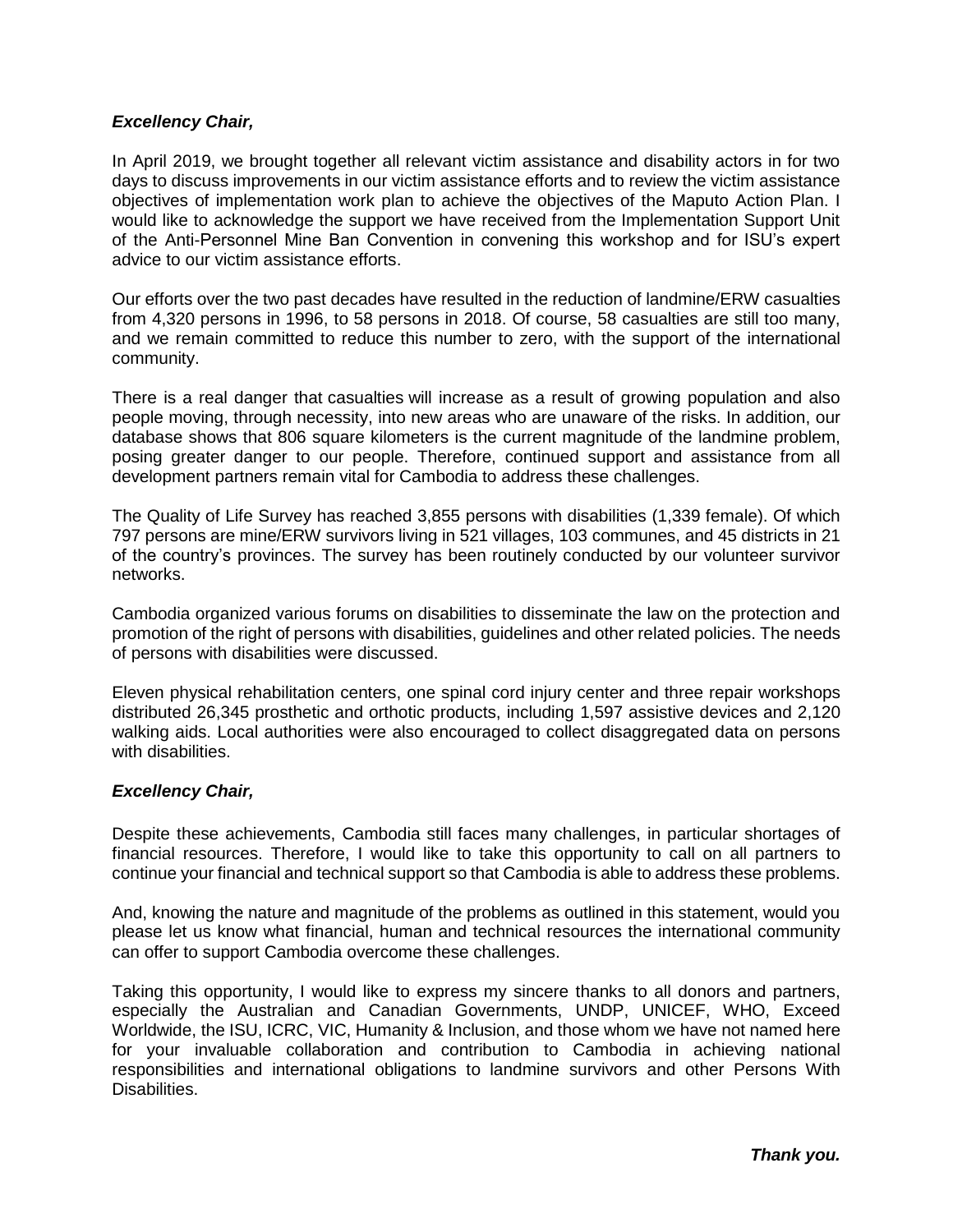***Excellency Chair,***

In April 2019, we brought together all relevant victim assistance and disability actors in for two days to discuss improvements in our victim assistance efforts and to review the victim assistance objectives of implementation work plan to achieve the objectives of the Maputo Action Plan. I would like to acknowledge the support we have received from the Implementation Support Unit of the Anti-Personnel Mine Ban Convention in convening this workshop and for ISU's expert advice to our victim assistance efforts.

Our efforts over the two past decades have resulted in the reduction of landmine/ERW casualties from 4,320 persons in 1996, to 58 persons in 2018. Of course, 58 casualties are still too many, and we remain committed to reduce this number to zero, with the support of the international community.

There is a real danger that casualties will increase as a result of growing population and also people moving, through necessity, into new areas who are unaware of the risks. In addition, our database shows that 806 square kilometers is the current magnitude of the landmine problem, posing greater danger to our people. Therefore, continued support and assistance from all development partners remain vital for Cambodia to address these challenges.

The Quality of Life Survey has reached 3,855 persons with disabilities (1,339 female). Of which 797 persons are mine/ERW survivors living in 521 villages, 103 communes, and 45 districts in 21 of the country's provinces. The survey has been routinely conducted by our volunteer survivor networks.

Cambodia organized various forums on disabilities to disseminate the law on the protection and promotion of the right of persons with disabilities, guidelines and other related policies. The needs of persons with disabilities were discussed.

Eleven physical rehabilitation centers, one spinal cord injury center and three repair workshops distributed 26,345 prosthetic and orthotic products, including 1,597 assistive devices and 2,120 walking aids. Local authorities were also encouraged to collect disaggregated data on persons with disabilities.

***Excellency Chair,***

Despite these achievements, Cambodia still faces many challenges, in particular shortages of financial resources. Therefore, I would like to take this opportunity to call on all partners to continue your financial and technical support so that Cambodia is able to address these problems.

And, knowing the nature and magnitude of the problems as outlined in this statement, would you please let us know what financial, human and technical resources the international community can offer to support Cambodia overcome these challenges.

Taking this opportunity, I would like to express my sincere thanks to all donors and partners, especially the Australian and Canadian Governments, UNDP, UNICEF, WHO, Exceed Worldwide, the ISU, ICRC, VIC, Humanity & Inclusion, and those whom we have not named here for your invaluable collaboration and contribution to Cambodia in achieving national responsibilities and international obligations to landmine survivors and other Persons With Disabilities.

***Thank you.***